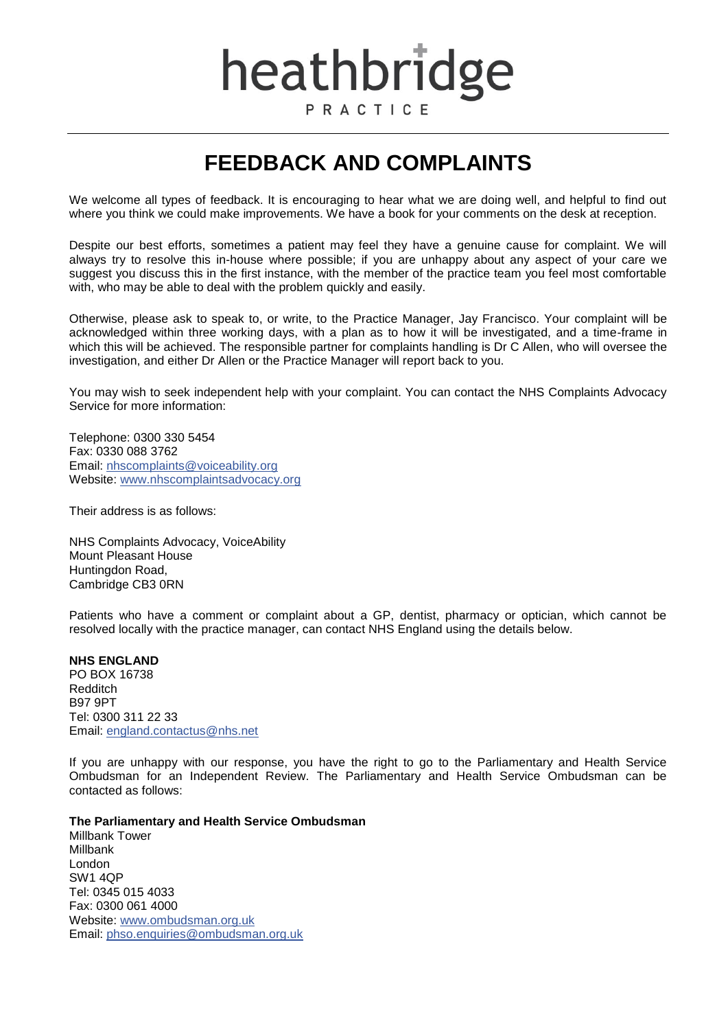# heathbridge

PRACTICE

## FEEDBACK AND COMPLAINTS

We welcome all types of feedback. It is encouraging to hear what we are doing well, and helpful to find out where you think we could make improvements. We have a book for your comments on the desk at reception.

Despite our best efforts, sometimes a patient may feel they have a genuine cause for complaint. We will always try to resolve this in-house where possible; if you are unhappy about any aspect of your care we suggest you discuss this in the first instance, with the member of the practice team you feel most comfortable with, who may be able to deal with the problem quickly and easily.

Otherwise, please ask to speak to, or write, to the Practice Manager, Jay Francisco. Your complaint will be acknowledged within three working days, with a plan as to how it will be investigated, and a time-frame in which this will be achieved. The responsible partner for complaints handling is Dr C Allen, who will oversee the investigation, and either Dr Allen or the Practice Manager will report back to you.

You may wish to seek independent help with your complaint. You can contact the NHS Complaints Advocacy Service for more information:

Telephone: 0300 330 5454
Fax: 0330 088 3762
Email: nhscomplaints@voiceability.org
Website: www.nhscomplaintsadvocacy.org

Their address is as follows:

NHS Complaints Advocacy, VoiceAbility
Mount Pleasant House
Huntingdon Road,
Cambridge CB3 0RN

Patients who have a comment or complaint about a GP, dentist, pharmacy or optician, which cannot be resolved locally with the practice manager, can contact NHS England using the details below.

**NHS ENGLAND**
PO BOX 16738
Redditch
B97 9PT
Tel: 0300 311 22 33
Email: england.contactus@nhs.net

If you are unhappy with our response, you have the right to go to the Parliamentary and Health Service Ombudsman for an Independent Review. The Parliamentary and Health Service Ombudsman can be contacted as follows:

**The Parliamentary and Health Service Ombudsman**
Millbank Tower
Millbank
London
SW1 4QP
Tel: 0345 015 4033
Fax: 0300 061 4000
Website: www.ombudsman.org.uk
Email: phso.enquiries@ombudsman.org.uk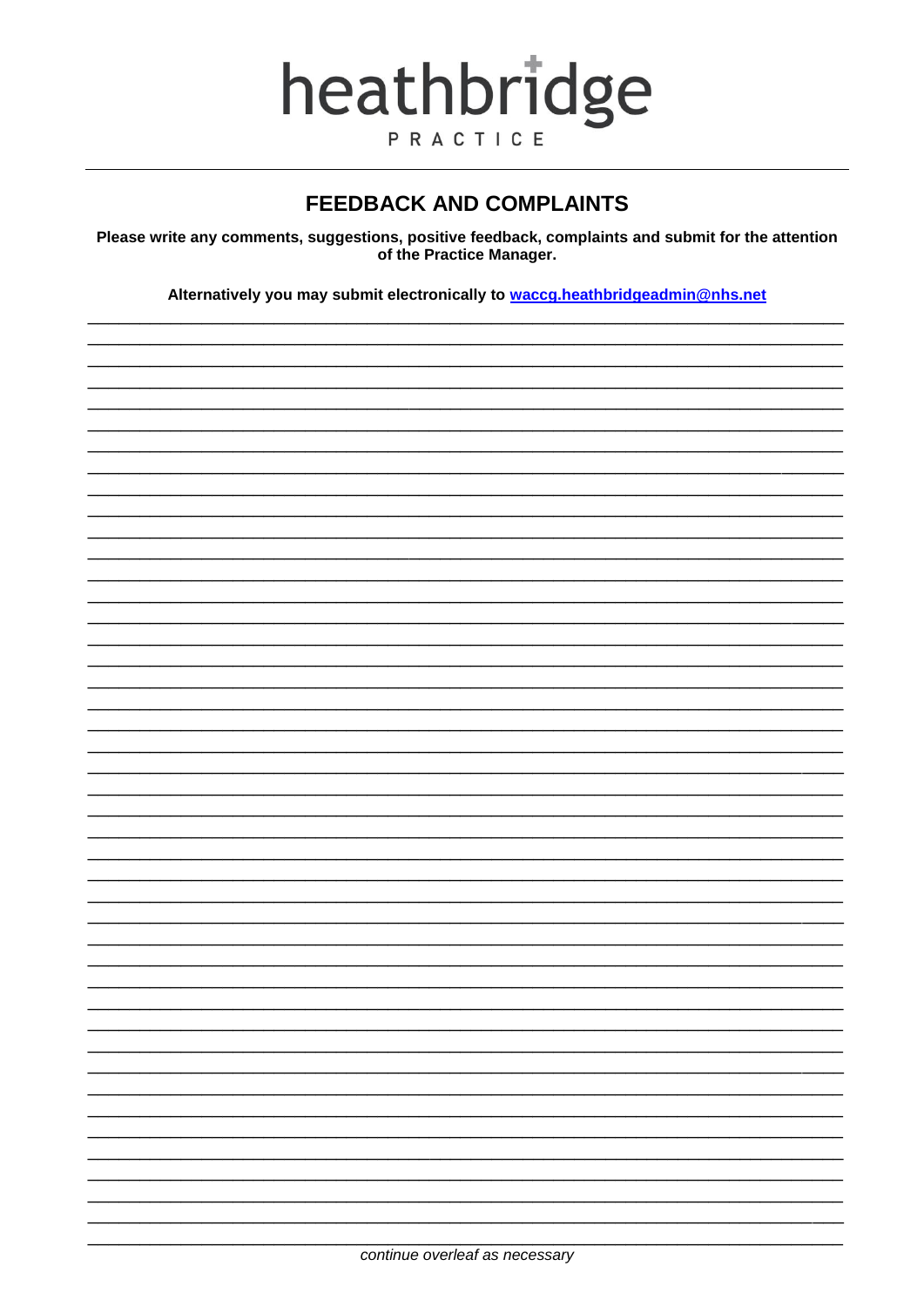# heathbridge

PRACTICE

---

## FEEDBACK AND COMPLAINTS

**Please write any comments, suggestions, positive feedback, complaints and submit for the attention of the Practice Manager.**

**Alternatively you may submit electronically to [waccg.heathbridgeadmin@nhs.net](mailto:waccg.heathbridgeadmin@nhs.net)**

*continue overleaf as necessary*